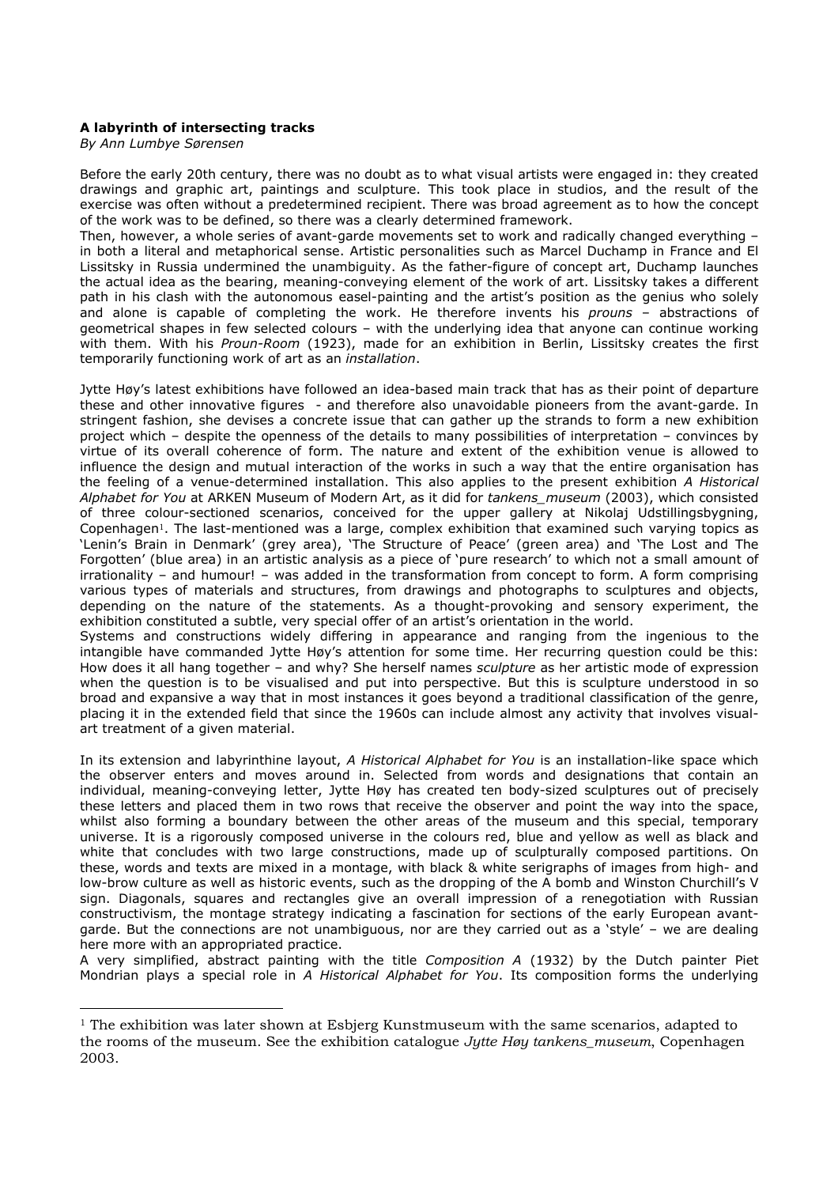**A labyrinth of intersecting tracks**

*By Ann Lumbye Sørensen*

Before the early 20th century, there was no doubt as to what visual artists were engaged in: they created drawings and graphic art, paintings and sculpture. This took place in studios, and the result of the exercise was often without a predetermined recipient. There was broad agreement as to how the concept of the work was to be defined, so there was a clearly determined framework.

Then, however, a whole series of avant-garde movements set to work and radically changed everything – in both a literal and metaphorical sense. Artistic personalities such as Marcel Duchamp in France and El Lissitsky in Russia undermined the unambiguity. As the father-figure of concept art, Duchamp launches the actual idea as the bearing, meaning-conveying element of the work of art. Lissitsky takes a different path in his clash with the autonomous easel-painting and the artist's position as the genius who solely and alone is capable of completing the work. He therefore invents his *prouns* – abstractions of geometrical shapes in few selected colours – with the underlying idea that anyone can continue working with them. With his *Proun-Room* (1923), made for an exhibition in Berlin, Lissitsky creates the first temporarily functioning work of art as an *installation*.

Jytte Høy's latest exhibitions have followed an idea-based main track that has as their point of departure these and other innovative figures - and therefore also unavoidable pioneers from the avant-garde. In stringent fashion, she devises a concrete issue that can gather up the strands to form a new exhibition project which – despite the openness of the details to many possibilities of interpretation – convinces by virtue of its overall coherence of form. The nature and extent of the exhibition venue is allowed to influence the design and mutual interaction of the works in such a way that the entire organisation has the feeling of a venue-determined installation. This also applies to the present exhibition *A Historical Alphabet for You* at ARKEN Museum of Modern Art, as it did for *tankens_museum* (2003), which consisted of three colour-sectioned scenarios, conceived for the upper gallery at Nikolaj Udstillingsbygning, Copenhagen[1]. The last-mentioned was a large, complex exhibition that examined such varying topics as 'Lenin's Brain in Denmark' (grey area), 'The Structure of Peace' (green area) and 'The Lost and The Forgotten' (blue area) in an artistic analysis as a piece of 'pure research' to which not a small amount of irrationality – and humour! – was added in the transformation from concept to form. A form comprising various types of materials and structures, from drawings and photographs to sculptures and objects, depending on the nature of the statements. As a thought-provoking and sensory experiment, the exhibition constituted a subtle, very special offer of an artist's orientation in the world.

Systems and constructions widely differing in appearance and ranging from the ingenious to the intangible have commanded Jytte Høy's attention for some time. Her recurring question could be this: How does it all hang together – and why? She herself names *sculpture* as her artistic mode of expression when the question is to be visualised and put into perspective. But this is sculpture understood in so broad and expansive a way that in most instances it goes beyond a traditional classification of the genre, placing it in the extended field that since the 1960s can include almost any activity that involves visual-art treatment of a given material.

In its extension and labyrinthine layout, *A Historical Alphabet for You* is an installation-like space which the observer enters and moves around in. Selected from words and designations that contain an individual, meaning-conveying letter, Jytte Høy has created ten body-sized sculptures out of precisely these letters and placed them in two rows that receive the observer and point the way into the space, whilst also forming a boundary between the other areas of the museum and this special, temporary universe. It is a rigorously composed universe in the colours red, blue and yellow as well as black and white that concludes with two large constructions, made up of sculpturally composed partitions. On these, words and texts are mixed in a montage, with black & white serigraphs of images from high- and low-brow culture as well as historic events, such as the dropping of the A bomb and Winston Churchill's V sign. Diagonals, squares and rectangles give an overall impression of a renegotiation with Russian constructivism, the montage strategy indicating a fascination for sections of the early European avant-garde. But the connections are not unambiguous, nor are they carried out as a 'style' – we are dealing here more with an appropriated practice.

A very simplified, abstract painting with the title *Composition A* (1932) by the Dutch painter Piet Mondrian plays a special role in *A Historical Alphabet for You*. Its composition forms the underlying

---

[1] The exhibition was later shown at Esbjerg Kunstmuseum with the same scenarios, adapted to the rooms of the museum. See the exhibition catalogue *Jytte Høy tankens_museum*, Copenhagen 2003.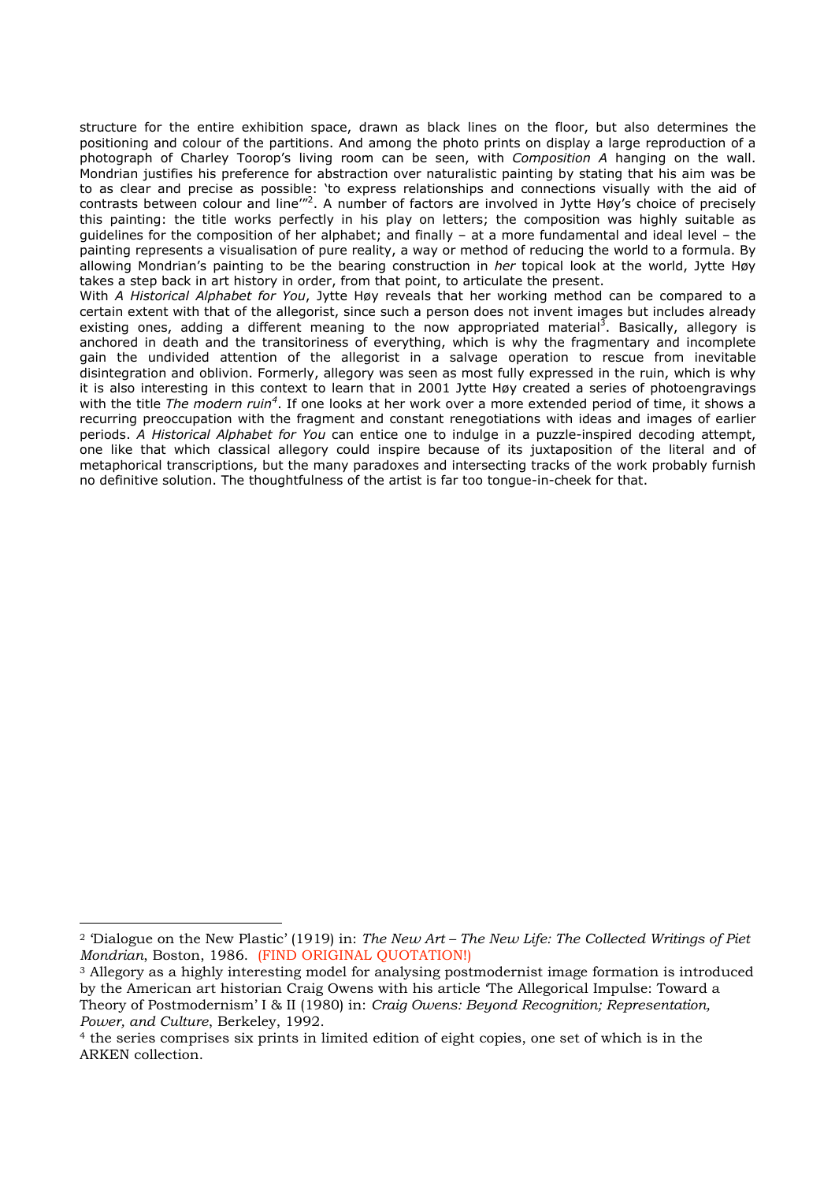structure for the entire exhibition space, drawn as black lines on the floor, but also determines the positioning and colour of the partitions. And among the photo prints on display a large reproduction of a photograph of Charley Toorop's living room can be seen, with *Composition A* hanging on the wall. Mondrian justifies his preference for abstraction over naturalistic painting by stating that his aim was be to as clear and precise as possible: 'to express relationships and connections visually with the aid of contrasts between colour and line'"[2]. A number of factors are involved in Jytte Høy's choice of precisely this painting: the title works perfectly in his play on letters; the composition was highly suitable as guidelines for the composition of her alphabet; and finally – at a more fundamental and ideal level – the painting represents a visualisation of pure reality, a way or method of reducing the world to a formula. By allowing Mondrian's painting to be the bearing construction in *her* topical look at the world, Jytte Høy takes a step back in art history in order, from that point, to articulate the present.

With *A Historical Alphabet for You*, Jytte Høy reveals that her working method can be compared to a certain extent with that of the allegorist, since such a person does not invent images but includes already existing ones, adding a different meaning to the now appropriated material[3]. Basically, allegory is anchored in death and the transitoriness of everything, which is why the fragmentary and incomplete gain the undivided attention of the allegorist in a salvage operation to rescue from inevitable disintegration and oblivion. Formerly, allegory was seen as most fully expressed in the ruin, which is why it is also interesting in this context to learn that in 2001 Jytte Høy created a series of photoengravings with the title *The modern ruin*[4]. If one looks at her work over a more extended period of time, it shows a recurring preoccupation with the fragment and constant renegotiations with ideas and images of earlier periods. *A Historical Alphabet for You* can entice one to indulge in a puzzle-inspired decoding attempt, one like that which classical allegory could inspire because of its juxtaposition of the literal and of metaphorical transcriptions, but the many paradoxes and intersecting tracks of the work probably furnish no definitive solution. The thoughtfulness of the artist is far too tongue-in-cheek for that.

---

[2] 'Dialogue on the New Plastic' (1919) in: *The New Art – The New Life: The Collected Writings of Piet Mondrian*, Boston, 1986. (FIND ORIGINAL QUOTATION!)

[3] Allegory as a highly interesting model for analysing postmodernist image formation is introduced by the American art historian Craig Owens with his article 'The Allegorical Impulse: Toward a Theory of Postmodernism' I & II (1980) in: *Craig Owens: Beyond Recognition; Representation, Power, and Culture*, Berkeley, 1992.

[4] the series comprises six prints in limited edition of eight copies, one set of which is in the ARKEN collection.